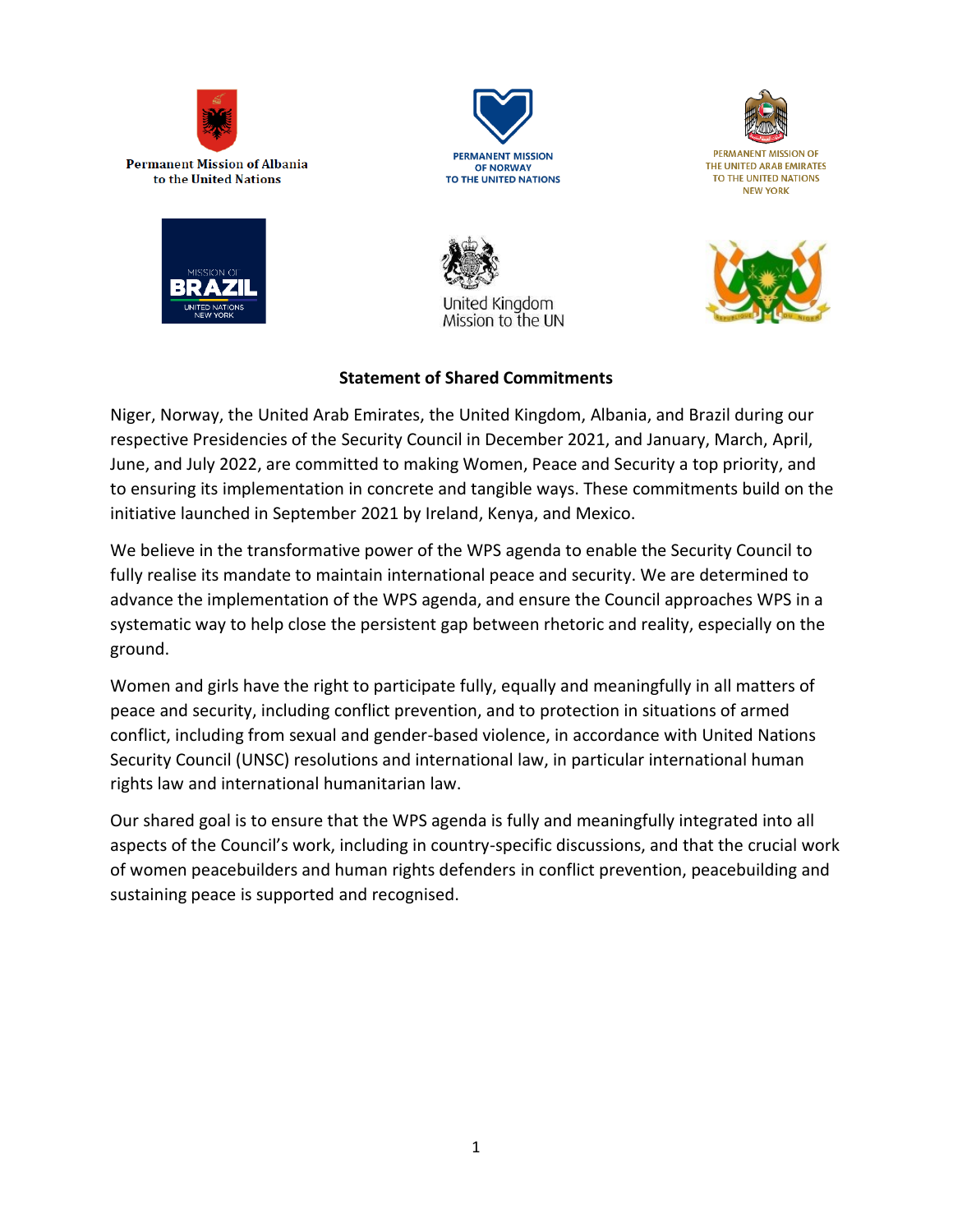Permanent Mission of Albania to the United Nations

PERMANENT MISSION OF NORWAY TO THE UNITED NATIONS

PERMANENT MISSION OF THE UNITED ARAB EMIRATES TO THE UNITED NATIONS NEW YORK

MISSION OF BRAZIL UNITED NATIONS NEW YORK

United Kingdom Mission to the UN

REPUBLIQUE DU NIGER

**Statement of Shared Commitments**

Niger, Norway, the United Arab Emirates, the United Kingdom, Albania, and Brazil during our respective Presidencies of the Security Council in December 2021, and January, March, April, June, and July 2022, are committed to making Women, Peace and Security a top priority, and to ensuring its implementation in concrete and tangible ways. These commitments build on the initiative launched in September 2021 by Ireland, Kenya, and Mexico.

We believe in the transformative power of the WPS agenda to enable the Security Council to fully realise its mandate to maintain international peace and security. We are determined to advance the implementation of the WPS agenda, and ensure the Council approaches WPS in a systematic way to help close the persistent gap between rhetoric and reality, especially on the ground.

Women and girls have the right to participate fully, equally and meaningfully in all matters of peace and security, including conflict prevention, and to protection in situations of armed conflict, including from sexual and gender-based violence, in accordance with United Nations Security Council (UNSC) resolutions and international law, in particular international human rights law and international humanitarian law.

Our shared goal is to ensure that the WPS agenda is fully and meaningfully integrated into all aspects of the Council's work, including in country-specific discussions, and that the crucial work of women peacebuilders and human rights defenders in conflict prevention, peacebuilding and sustaining peace is supported and recognised.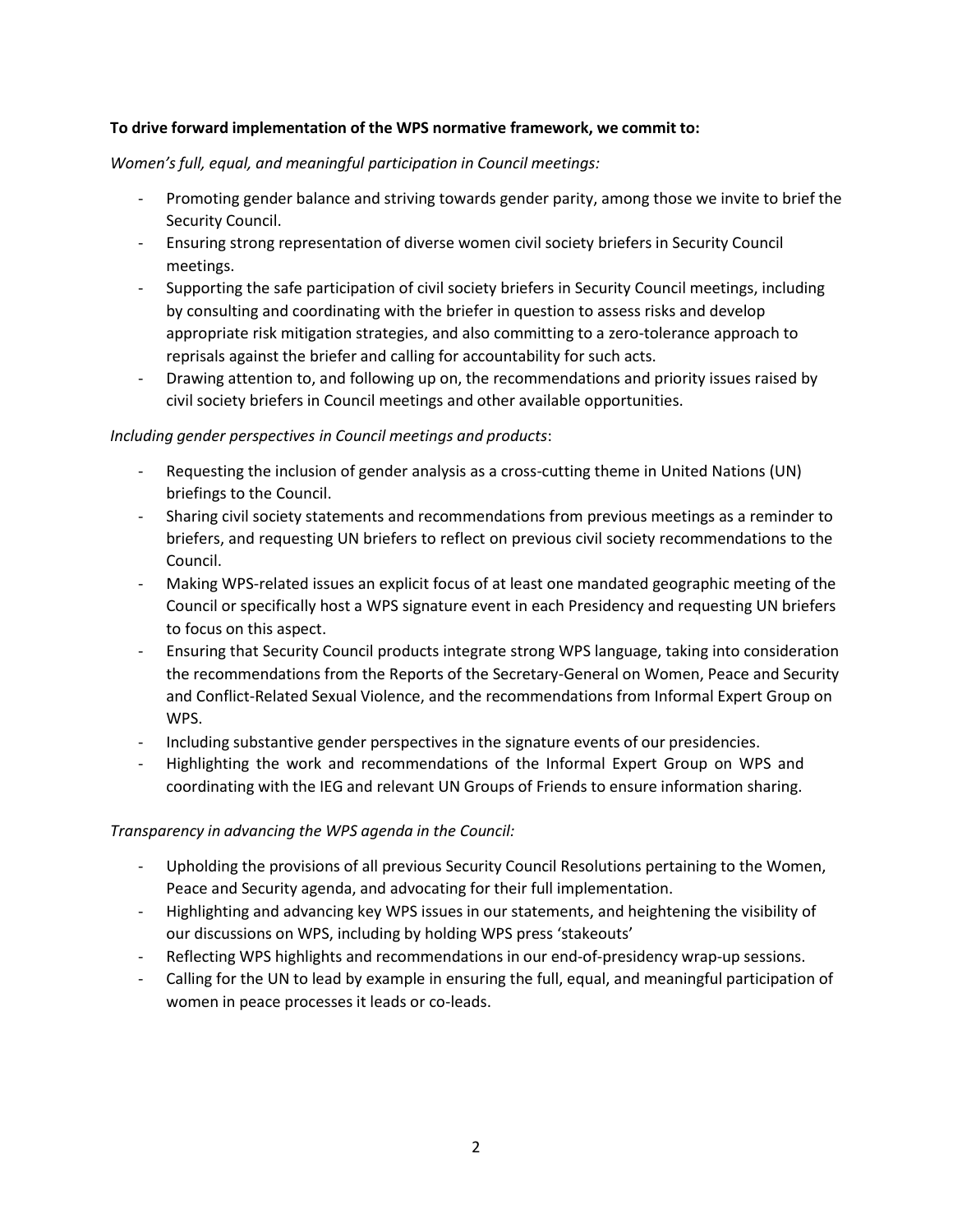**To drive forward implementation of the WPS normative framework, we commit to:**

*Women's full, equal, and meaningful participation in Council meetings:*

- Promoting gender balance and striving towards gender parity, among those we invite to brief the Security Council.
- Ensuring strong representation of diverse women civil society briefers in Security Council meetings.
- Supporting the safe participation of civil society briefers in Security Council meetings, including by consulting and coordinating with the briefer in question to assess risks and develop appropriate risk mitigation strategies, and also committing to a zero-tolerance approach to reprisals against the briefer and calling for accountability for such acts.
- Drawing attention to, and following up on, the recommendations and priority issues raised by civil society briefers in Council meetings and other available opportunities.

*Including gender perspectives in Council meetings and products*:

- Requesting the inclusion of gender analysis as a cross-cutting theme in United Nations (UN) briefings to the Council.
- Sharing civil society statements and recommendations from previous meetings as a reminder to briefers, and requesting UN briefers to reflect on previous civil society recommendations to the Council.
- Making WPS-related issues an explicit focus of at least one mandated geographic meeting of the Council or specifically host a WPS signature event in each Presidency and requesting UN briefers to focus on this aspect.
- Ensuring that Security Council products integrate strong WPS language, taking into consideration the recommendations from the Reports of the Secretary-General on Women, Peace and Security and Conflict-Related Sexual Violence, and the recommendations from Informal Expert Group on WPS.
- Including substantive gender perspectives in the signature events of our presidencies.
- Highlighting the work and recommendations of the Informal Expert Group on WPS and coordinating with the IEG and relevant UN Groups of Friends to ensure information sharing.

*Transparency in advancing the WPS agenda in the Council:*

- Upholding the provisions of all previous Security Council Resolutions pertaining to the Women, Peace and Security agenda, and advocating for their full implementation.
- Highlighting and advancing key WPS issues in our statements, and heightening the visibility of our discussions on WPS, including by holding WPS press 'stakeouts'
- Reflecting WPS highlights and recommendations in our end-of-presidency wrap-up sessions.
- Calling for the UN to lead by example in ensuring the full, equal, and meaningful participation of women in peace processes it leads or co-leads.